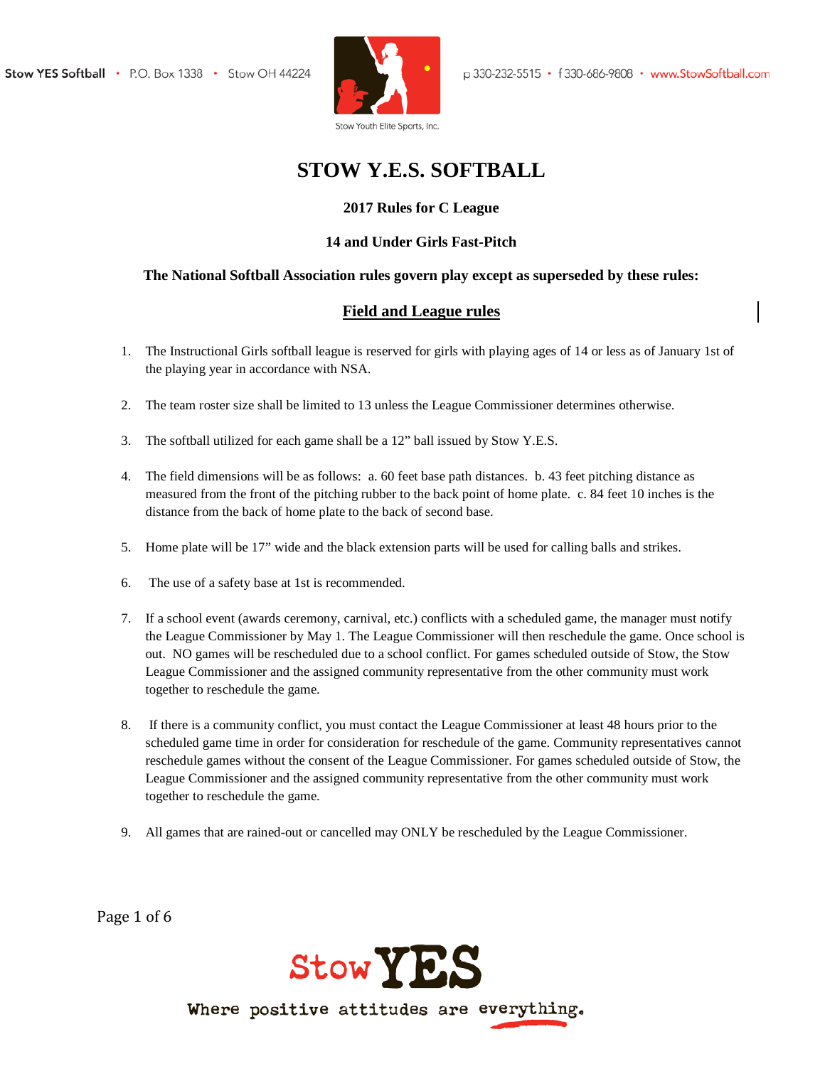Stow YES Softball • P.O. Box 1338 • Stow OH 44224 p 330-232-5515 • f 330-686-9808 • www.StowSoftball.com

Stow Youth Elite Sports, Inc.

# STOW Y.E.S. SOFTBALL

**2017 Rules for C League**

**14 and Under Girls Fast-Pitch**

**The National Softball Association rules govern play except as superseded by these rules:**

## Field and League rules

1. The Instructional Girls softball league is reserved for girls with playing ages of 14 or less as of January 1st of the playing year in accordance with NSA.
2. The team roster size shall be limited to 13 unless the League Commissioner determines otherwise.
3. The softball utilized for each game shall be a 12" ball issued by Stow Y.E.S.
4. The field dimensions will be as follows: a. 60 feet base path distances. b. 43 feet pitching distance as measured from the front of the pitching rubber to the back point of home plate. c. 84 feet 10 inches is the distance from the back of home plate to the back of second base.
5. Home plate will be 17" wide and the black extension parts will be used for calling balls and strikes.
6. The use of a safety base at 1st is recommended.
7. If a school event (awards ceremony, carnival, etc.) conflicts with a scheduled game, the manager must notify the League Commissioner by May 1. The League Commissioner will then reschedule the game. Once school is out. NO games will be rescheduled due to a school conflict. For games scheduled outside of Stow, the Stow League Commissioner and the assigned community representative from the other community must work together to reschedule the game.
8. If there is a community conflict, you must contact the League Commissioner at least 48 hours prior to the scheduled game time in order for consideration for reschedule of the game. Community representatives cannot reschedule games without the consent of the League Commissioner. For games scheduled outside of Stow, the League Commissioner and the assigned community representative from the other community must work together to reschedule the game.
9. All games that are rained-out or cancelled may ONLY be rescheduled by the League Commissioner.

Stow YES

Where positive attitudes are everything.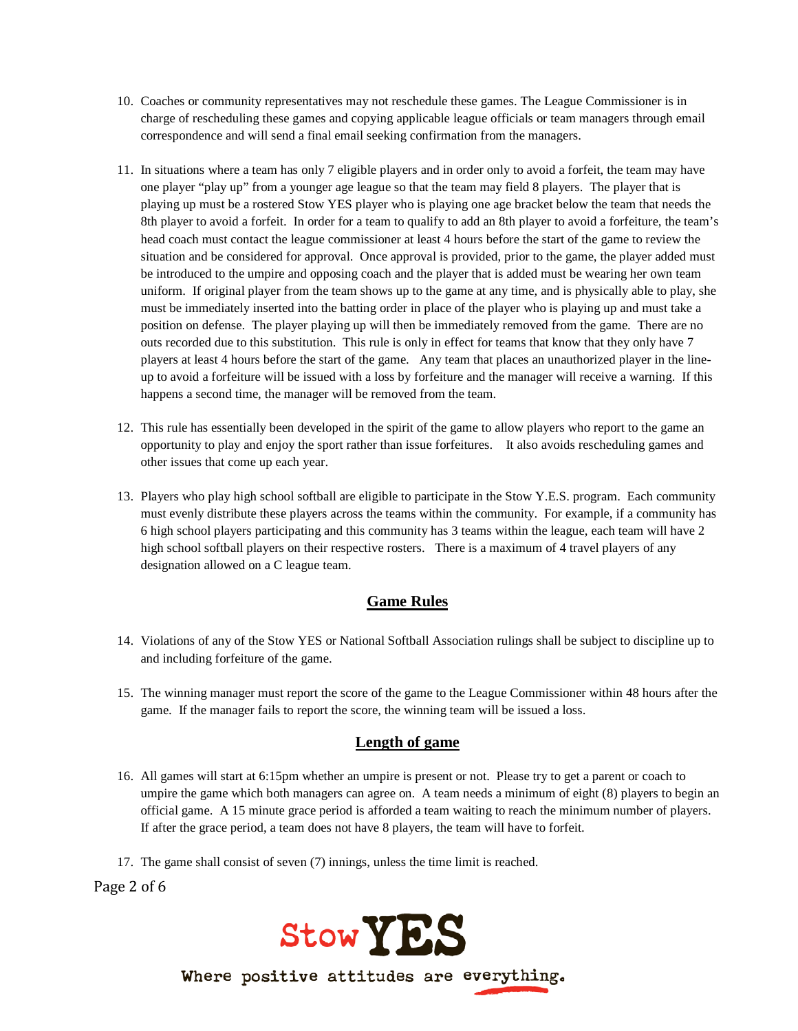10. Coaches or community representatives may not reschedule these games. The League Commissioner is in charge of rescheduling these games and copying applicable league officials or team managers through email correspondence and will send a final email seeking confirmation from the managers.

11. In situations where a team has only 7 eligible players and in order only to avoid a forfeit, the team may have one player "play up" from a younger age league so that the team may field 8 players. The player that is playing up must be a rostered Stow YES player who is playing one age bracket below the team that needs the 8th player to avoid a forfeit. In order for a team to qualify to add an 8th player to avoid a forfeiture, the team's head coach must contact the league commissioner at least 4 hours before the start of the game to review the situation and be considered for approval. Once approval is provided, prior to the game, the player added must be introduced to the umpire and opposing coach and the player that is added must be wearing her own team uniform. If original player from the team shows up to the game at any time, and is physically able to play, she must be immediately inserted into the batting order in place of the player who is playing up and must take a position on defense. The player playing up will then be immediately removed from the game. There are no outs recorded due to this substitution. This rule is only in effect for teams that know that they only have 7 players at least 4 hours before the start of the game. Any team that places an unauthorized player in the line-up to avoid a forfeiture will be issued with a loss by forfeiture and the manager will receive a warning. If this happens a second time, the manager will be removed from the team.

12. This rule has essentially been developed in the spirit of the game to allow players who report to the game an opportunity to play and enjoy the sport rather than issue forfeitures. It also avoids rescheduling games and other issues that come up each year.

13. Players who play high school softball are eligible to participate in the Stow Y.E.S. program. Each community must evenly distribute these players across the teams within the community. For example, if a community has 6 high school players participating and this community has 3 teams within the league, each team will have 2 high school softball players on their respective rosters. There is a maximum of 4 travel players of any designation allowed on a C league team.

## Game Rules

14. Violations of any of the Stow YES or National Softball Association rulings shall be subject to discipline up to and including forfeiture of the game.

15. The winning manager must report the score of the game to the League Commissioner within 48 hours after the game. If the manager fails to report the score, the winning team will be issued a loss.

## Length of game

16. All games will start at 6:15pm whether an umpire is present or not. Please try to get a parent or coach to umpire the game which both managers can agree on. A team needs a minimum of eight (8) players to begin an official game. A 15 minute grace period is afforded a team waiting to reach the minimum number of players. If after the grace period, a team does not have 8 players, the team will have to forfeit.

17. The game shall consist of seven (7) innings, unless the time limit is reached.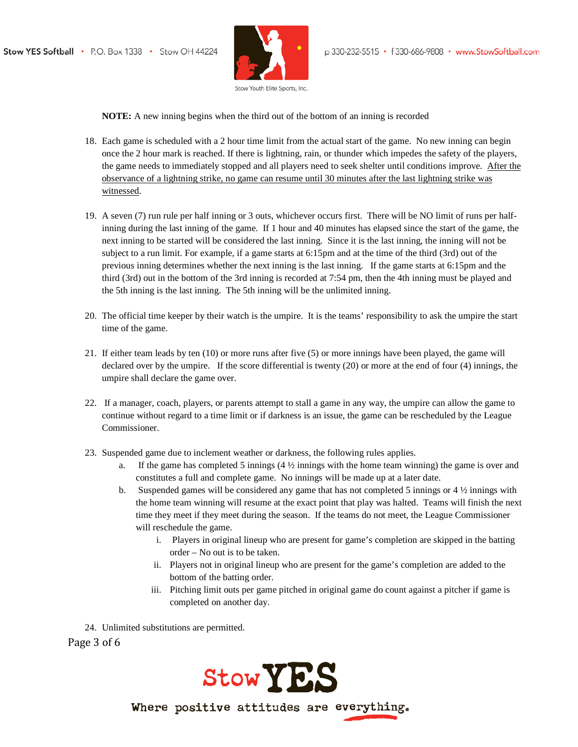**NOTE:** A new inning begins when the third out of the bottom of an inning is recorded

18. Each game is scheduled with a 2 hour time limit from the actual start of the game. No new inning can begin once the 2 hour mark is reached. If there is lightning, rain, or thunder which impedes the safety of the players, the game needs to immediately stopped and all players need to seek shelter until conditions improve. <u>After the observance of a lightning strike, no game can resume until 30 minutes after the last lightning strike was witnessed</u>.

19. A seven (7) run rule per half inning or 3 outs, whichever occurs first. There will be NO limit of runs per half-inning during the last inning of the game. If 1 hour and 40 minutes has elapsed since the start of the game, the next inning to be started will be considered the last inning. Since it is the last inning, the inning will not be subject to a run limit. For example, if a game starts at 6:15pm and at the time of the third (3rd) out of the previous inning determines whether the next inning is the last inning. If the game starts at 6:15pm and the third (3rd) out in the bottom of the 3rd inning is recorded at 7:54 pm, then the 4th inning must be played and the 5th inning is the last inning. The 5th inning will be the unlimited inning.

20. The official time keeper by their watch is the umpire. It is the teams' responsibility to ask the umpire the start time of the game.

21. If either team leads by ten (10) or more runs after five (5) or more innings have been played, the game will declared over by the umpire. If the score differential is twenty (20) or more at the end of four (4) innings, the umpire shall declare the game over.

22. If a manager, coach, players, or parents attempt to stall a game in any way, the umpire can allow the game to continue without regard to a time limit or if darkness is an issue, the game can be rescheduled by the League Commissioner.

23. Suspended game due to inclement weather or darkness, the following rules applies.
    a. If the game has completed 5 innings (4 ½ innings with the home team winning) the game is over and constitutes a full and complete game. No innings will be made up at a later date.
    b. Suspended games will be considered any game that has not completed 5 innings or 4 ½ innings with the home team winning will resume at the exact point that play was halted. Teams will finish the next time they meet if they meet during the season. If the teams do not meet, the League Commissioner will reschedule the game.
        i. Players in original lineup who are present for game's completion are skipped in the batting order – No out is to be taken.
        ii. Players not in original lineup who are present for the game's completion are added to the bottom of the batting order.
        iii. Pitching limit outs per game pitched in original game do count against a pitcher if game is completed on another day.

24. Unlimited substitutions are permitted.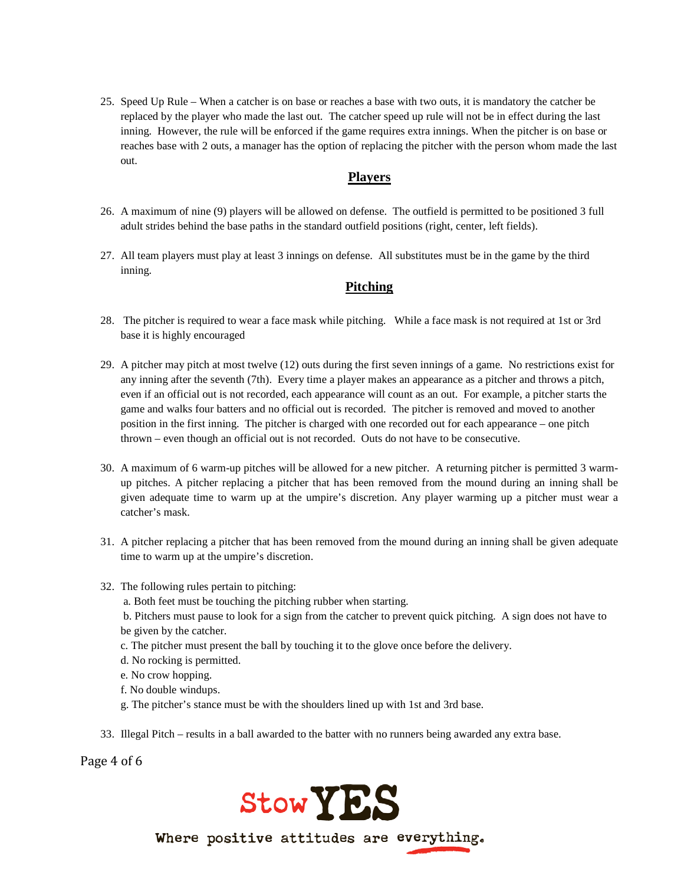25. Speed Up Rule – When a catcher is on base or reaches a base with two outs, it is mandatory the catcher be replaced by the player who made the last out. The catcher speed up rule will not be in effect during the last inning. However, the rule will be enforced if the game requires extra innings. When the pitcher is on base or reaches base with 2 outs, a manager has the option of replacing the pitcher with the person whom made the last out.

## Players

26. A maximum of nine (9) players will be allowed on defense. The outfield is permitted to be positioned 3 full adult strides behind the base paths in the standard outfield positions (right, center, left fields).

27. All team players must play at least 3 innings on defense. All substitutes must be in the game by the third inning.

## Pitching

28. The pitcher is required to wear a face mask while pitching. While a face mask is not required at 1st or 3rd base it is highly encouraged

29. A pitcher may pitch at most twelve (12) outs during the first seven innings of a game. No restrictions exist for any inning after the seventh (7th). Every time a player makes an appearance as a pitcher and throws a pitch, even if an official out is not recorded, each appearance will count as an out. For example, a pitcher starts the game and walks four batters and no official out is recorded. The pitcher is removed and moved to another position in the first inning. The pitcher is charged with one recorded out for each appearance – one pitch thrown – even though an official out is not recorded. Outs do not have to be consecutive.

30. A maximum of 6 warm-up pitches will be allowed for a new pitcher. A returning pitcher is permitted 3 warm-up pitches. A pitcher replacing a pitcher that has been removed from the mound during an inning shall be given adequate time to warm up at the umpire's discretion. Any player warming up a pitcher must wear a catcher's mask.

31. A pitcher replacing a pitcher that has been removed from the mound during an inning shall be given adequate time to warm up at the umpire's discretion.

32. The following rules pertain to pitching:
    a. Both feet must be touching the pitching rubber when starting.
    b. Pitchers must pause to look for a sign from the catcher to prevent quick pitching. A sign does not have to be given by the catcher.
    c. The pitcher must present the ball by touching it to the glove once before the delivery.
    d. No rocking is permitted.
    e. No crow hopping.
    f. No double windups.
    g. The pitcher's stance must be with the shoulders lined up with 1st and 3rd base.

33. Illegal Pitch – results in a ball awarded to the batter with no runners being awarded any extra base.

Stow YES
Where positive attitudes are everything.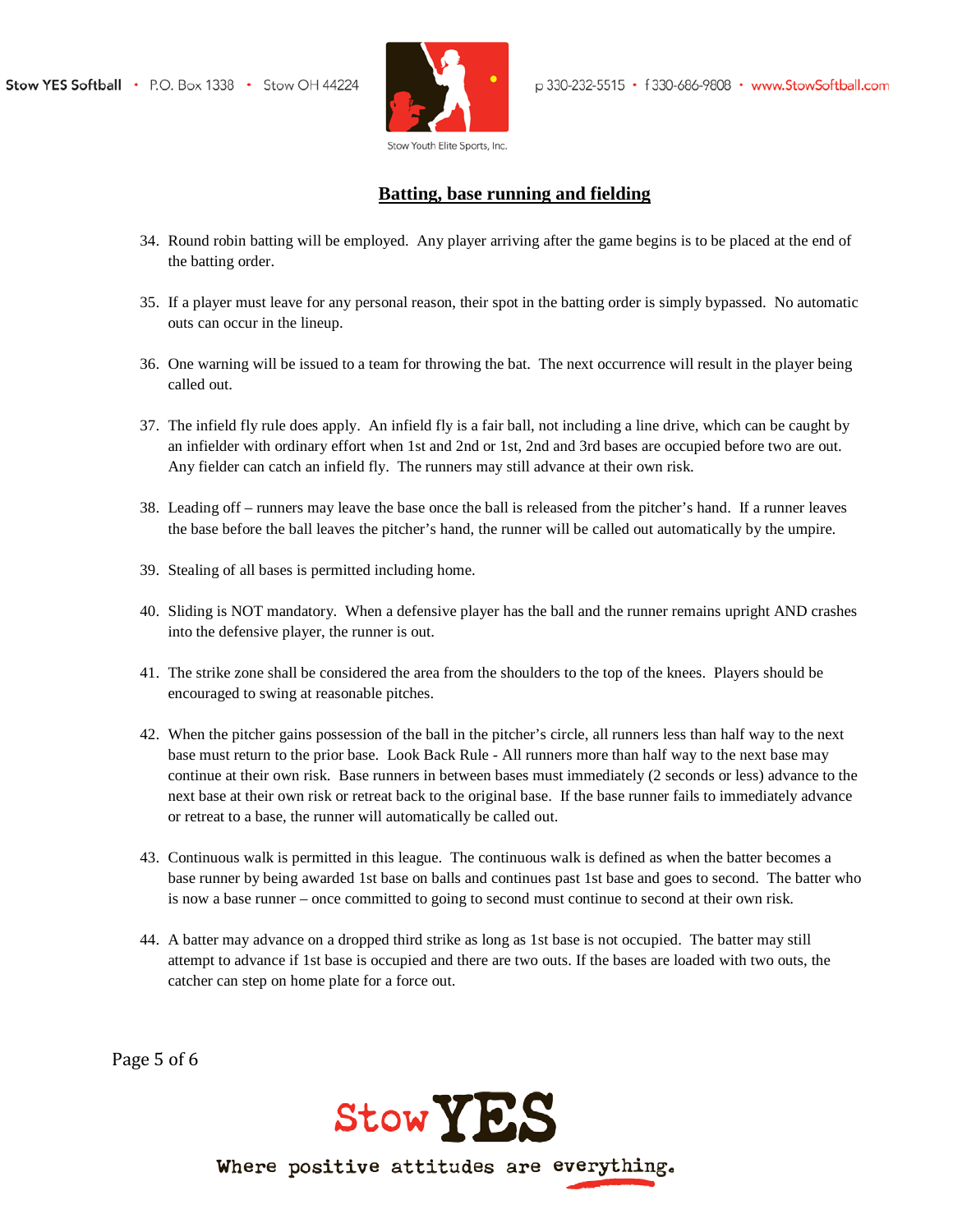## Batting, base running and fielding

34. Round robin batting will be employed. Any player arriving after the game begins is to be placed at the end of the batting order.

35. If a player must leave for any personal reason, their spot in the batting order is simply bypassed. No automatic outs can occur in the lineup.

36. One warning will be issued to a team for throwing the bat. The next occurrence will result in the player being called out.

37. The infield fly rule does apply. An infield fly is a fair ball, not including a line drive, which can be caught by an infielder with ordinary effort when 1st and 2nd or 1st, 2nd and 3rd bases are occupied before two are out. Any fielder can catch an infield fly. The runners may still advance at their own risk.

38. Leading off – runners may leave the base once the ball is released from the pitcher's hand. If a runner leaves the base before the ball leaves the pitcher's hand, the runner will be called out automatically by the umpire.

39. Stealing of all bases is permitted including home.

40. Sliding is NOT mandatory. When a defensive player has the ball and the runner remains upright AND crashes into the defensive player, the runner is out.

41. The strike zone shall be considered the area from the shoulders to the top of the knees. Players should be encouraged to swing at reasonable pitches.

42. When the pitcher gains possession of the ball in the pitcher's circle, all runners less than half way to the next base must return to the prior base. Look Back Rule - All runners more than half way to the next base may continue at their own risk. Base runners in between bases must immediately (2 seconds or less) advance to the next base at their own risk or retreat back to the original base. If the base runner fails to immediately advance or retreat to a base, the runner will automatically be called out.

43. Continuous walk is permitted in this league. The continuous walk is defined as when the batter becomes a base runner by being awarded 1st base on balls and continues past 1st base and goes to second. The batter who is now a base runner – once committed to going to second must continue to second at their own risk.

44. A batter may advance on a dropped third strike as long as 1st base is not occupied. The batter may still attempt to advance if 1st base is occupied and there are two outs. If the bases are loaded with two outs, the catcher can step on home plate for a force out.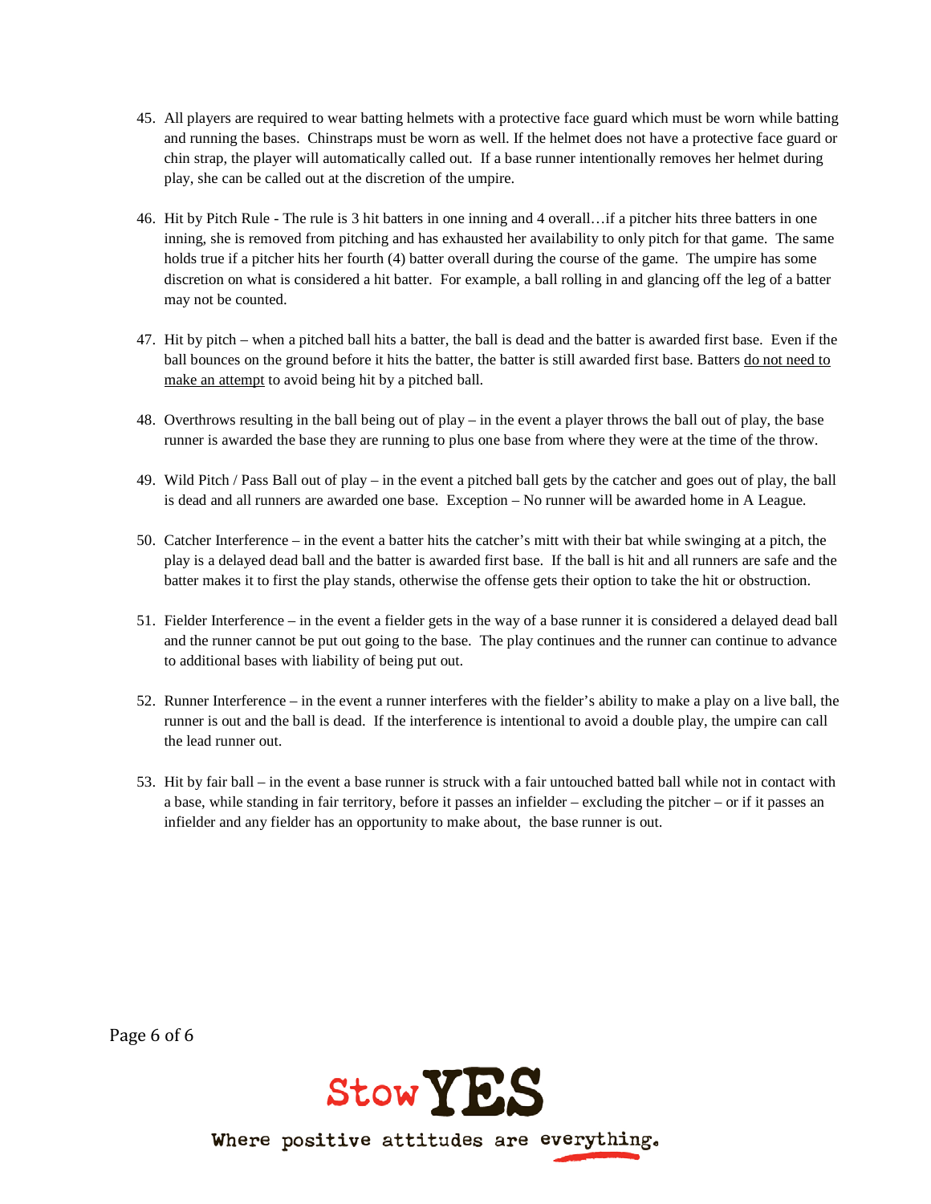45. All players are required to wear batting helmets with a protective face guard which must be worn while batting and running the bases. Chinstraps must be worn as well. If the helmet does not have a protective face guard or chin strap, the player will automatically called out. If a base runner intentionally removes her helmet during play, she can be called out at the discretion of the umpire.

46. Hit by Pitch Rule - The rule is 3 hit batters in one inning and 4 overall…if a pitcher hits three batters in one inning, she is removed from pitching and has exhausted her availability to only pitch for that game. The same holds true if a pitcher hits her fourth (4) batter overall during the course of the game. The umpire has some discretion on what is considered a hit batter. For example, a ball rolling in and glancing off the leg of a batter may not be counted.

47. Hit by pitch – when a pitched ball hits a batter, the ball is dead and the batter is awarded first base. Even if the ball bounces on the ground before it hits the batter, the batter is still awarded first base. Batters <u>do not need to make an attempt</u> to avoid being hit by a pitched ball.

48. Overthrows resulting in the ball being out of play – in the event a player throws the ball out of play, the base runner is awarded the base they are running to plus one base from where they were at the time of the throw.

49. Wild Pitch / Pass Ball out of play – in the event a pitched ball gets by the catcher and goes out of play, the ball is dead and all runners are awarded one base. Exception – No runner will be awarded home in A League.

50. Catcher Interference – in the event a batter hits the catcher's mitt with their bat while swinging at a pitch, the play is a delayed dead ball and the batter is awarded first base. If the ball is hit and all runners are safe and the batter makes it to first the play stands, otherwise the offense gets their option to take the hit or obstruction.

51. Fielder Interference – in the event a fielder gets in the way of a base runner it is considered a delayed dead ball and the runner cannot be put out going to the base. The play continues and the runner can continue to advance to additional bases with liability of being put out.

52. Runner Interference – in the event a runner interferes with the fielder's ability to make a play on a live ball, the runner is out and the ball is dead. If the interference is intentional to avoid a double play, the umpire can call the lead runner out.

53. Hit by fair ball – in the event a base runner is struck with a fair untouched batted ball while not in contact with a base, while standing in fair territory, before it passes an infielder – excluding the pitcher – or if it passes an infielder and any fielder has an opportunity to make about, the base runner is out.

Stow YES

Where positive attitudes are everything.